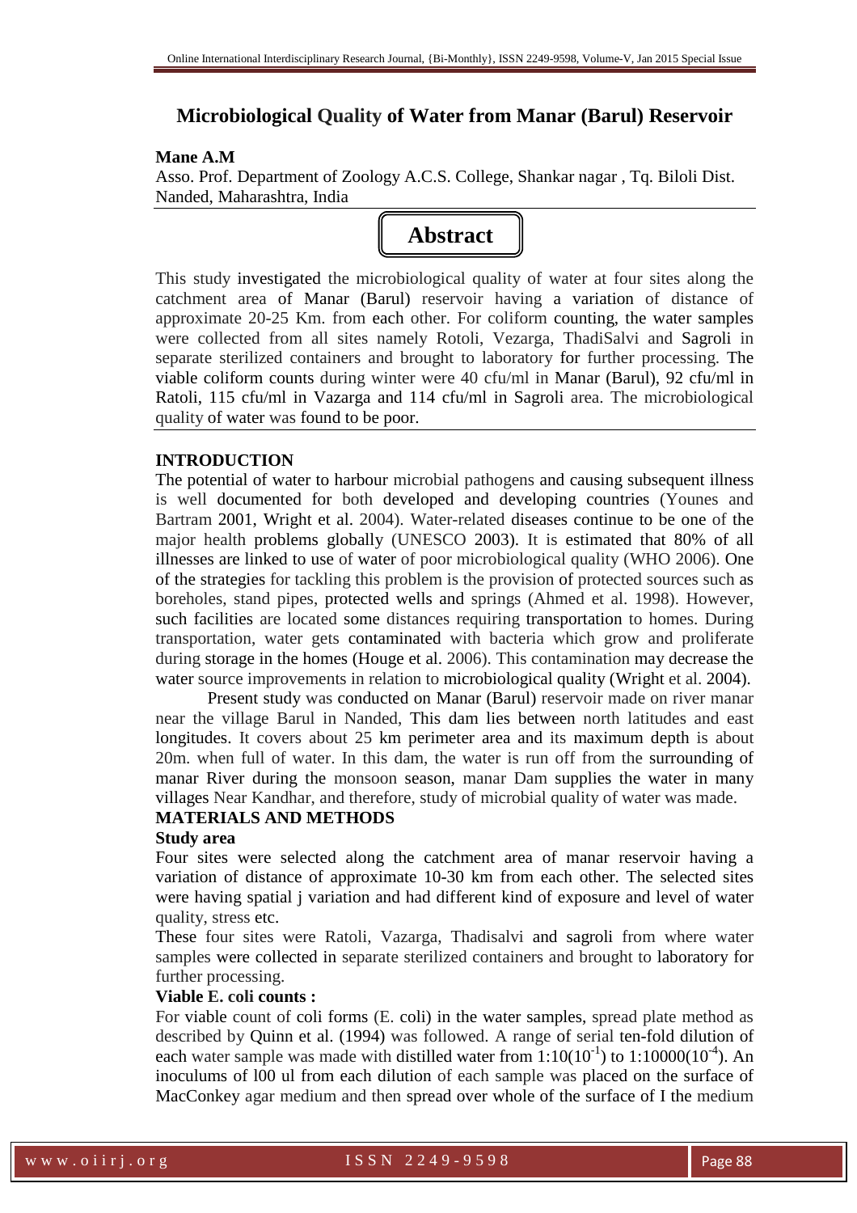# Microbiological Quality of Water from Manar (Barul) Reservoir

**Mane A.M**

Asso. Prof. Department of Zoology A.C.S. College, Shankar nagar , Tq. Biloli Dist. Nanded, Maharashtra, India

## Abstract

This study investigated the microbiological quality of water at four sites along the catchment area of Manar (Barul) reservoir having a variation of distance of approximate 20-25 Km. from each other. For coliform counting, the water samples were collected from all sites namely Rotoli, Vezarga, ThadiSalvi and Sagroli in separate sterilized containers and brought to laboratory for further processing. The viable coliform counts during winter were 40 cfu/ml in Manar (Barul), 92 cfu/ml in Ratoli, 115 cfu/ml in Vazarga and 114 cfu/ml in Sagroli area. The microbiological quality of water was found to be poor.

## INTRODUCTION

The potential of water to harbour microbial pathogens and causing subsequent illness is well documented for both developed and developing countries (Younes and Bartram 2001, Wright et al. 2004). Water-related diseases continue to be one of the major health problems globally (UNESCO 2003). It is estimated that 80% of all illnesses are linked to use of water of poor microbiological quality (WHO 2006). One of the strategies for tackling this problem is the provision of protected sources such as boreholes, stand pipes, protected wells and springs (Ahmed et al. 1998). However, such facilities are located some distances requiring transportation to homes. During transportation, water gets contaminated with bacteria which grow and proliferate during storage in the homes (Houge et al. 2006). This contamination may decrease the water source improvements in relation to microbiological quality (Wright et al. 2004).

Present study was conducted on Manar (Barul) reservoir made on river manar near the village Barul in Nanded, This dam lies between north latitudes and east longitudes. It covers about 25 km perimeter area and its maximum depth is about 20m. when full of water. In this dam, the water is run off from the surrounding of manar River during the monsoon season, manar Dam supplies the water in many villages Near Kandhar, and therefore, study of microbial quality of water was made.

## MATERIALS AND METHODS

### Study area

Four sites were selected along the catchment area of manar reservoir having a variation of distance of approximate 10-30 km from each other. The selected sites were having spatial j variation and had different kind of exposure and level of water quality, stress etc.

These four sites were Ratoli, Vazarga, Thadisalvi and sagroli from where water samples were collected in separate sterilized containers and brought to laboratory for further processing.

### Viable E. coli counts :

For viable count of coli forms (E. coli) in the water samples, spread plate method as described by Quinn et al. (1994) was followed. A range of serial ten-fold dilution of each water sample was made with distilled water from 1:10($10^{-1}$) to 1:10000($10^{-4}$). An inoculums of l00 ul from each dilution of each sample was placed on the surface of MacConkey agar medium and then spread over whole of the surface of I the medium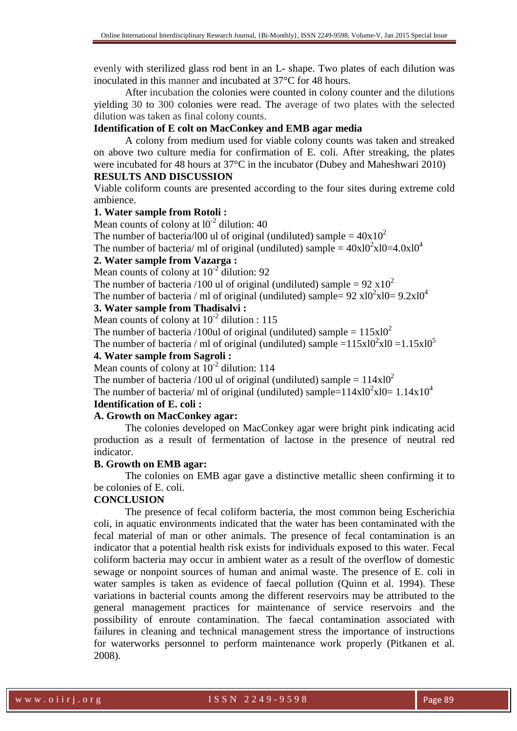evenly with sterilized glass rod bent in an L- shape. Two plates of each dilution was inoculated in this manner and incubated at 37°C for 48 hours.

After incubation the colonies were counted in colony counter and the dilutions yielding 30 to 300 colonies were read. The average of two plates with the selected dilution was taken as final colony counts.

**Identification of E colt on MacConkey and EMB agar media**

A colony from medium used for viable colony counts was taken and streaked on above two culture media for confirmation of E. coli. After streaking, the plates were incubated for 48 hours at 37°C in the incubator (Dubey and Maheshwari 2010)

**RESULTS AND DISCUSSION**

Viable coliform counts are presented according to the four sites during extreme cold ambience.

**1. Water sample from Rotoli :**

Mean counts of colony at $l0^{-2}$ dilution: 40

The number of bacteria/l00 ul of original (undiluted) sample = $40x10^2$

The number of bacteria/ ml of original (undiluted) sample = $40xl0^2xl0=4.0xl0^4$

**2. Water sample from Vazarga :**

Mean counts of colony at $10^{-2}$ dilution: 92

The number of bacteria /100 ul of original (undiluted) sample = $92\ x10^2$

The number of bacteria / ml of original (undiluted) sample= $92\ xl0^2xl0= 9.2xl0^4$

**3. Water sample from Thadisalvi :**

Mean counts of colony at $10^{-2}$ dilution : 115

The number of bacteria /100ul of original (undiluted) sample = $115xl0^2$

The number of bacteria / ml of original (undiluted) sample =$115xl0^2xl0$ =$1.15xl0^5$

**4. Water sample from Sagroli :**

Mean counts of colony at $10^{-2}$ dilution: 114

The number of bacteria /100 ul of original (undiluted) sample = $114xl0^2$

The number of bacteria/ ml of original (undiluted) sample=$114xl0^2xl0$= $1.14x10^4$

**Identification of E. coli :**

**A. Growth on MacConkey agar:**

The colonies developed on MacConkey agar were bright pink indicating acid production as a result of fermentation of lactose in the presence of neutral red indicator.

**B. Growth on EMB agar:**

The colonies on EMB agar gave a distinctive metallic sheen confirming it to be colonies of E. coli.

**CONCLUSION**

The presence of fecal coliform bacteria, the most common being Escherichia coli, in aquatic environments indicated that the water has been contaminated with the fecal material of man or other animals. The presence of fecal contamination is an indicator that a potential health risk exists for individuals exposed to this water. Fecal coliform bacteria may occur in ambient water as a result of the overflow of domestic sewage or nonpoint sources of human and animal waste. The presence of E. coli in water samples is taken as evidence of faecal pollution (Quinn et al. 1994). These variations in bacterial counts among the different reservoirs may be attributed to the general management practices for maintenance of service reservoirs and the possibility of enroute contamination. The faecal contamination associated with failures in cleaning and technical management stress the importance of instructions for waterworks personnel to perform maintenance work properly (Pitkanen et al. 2008).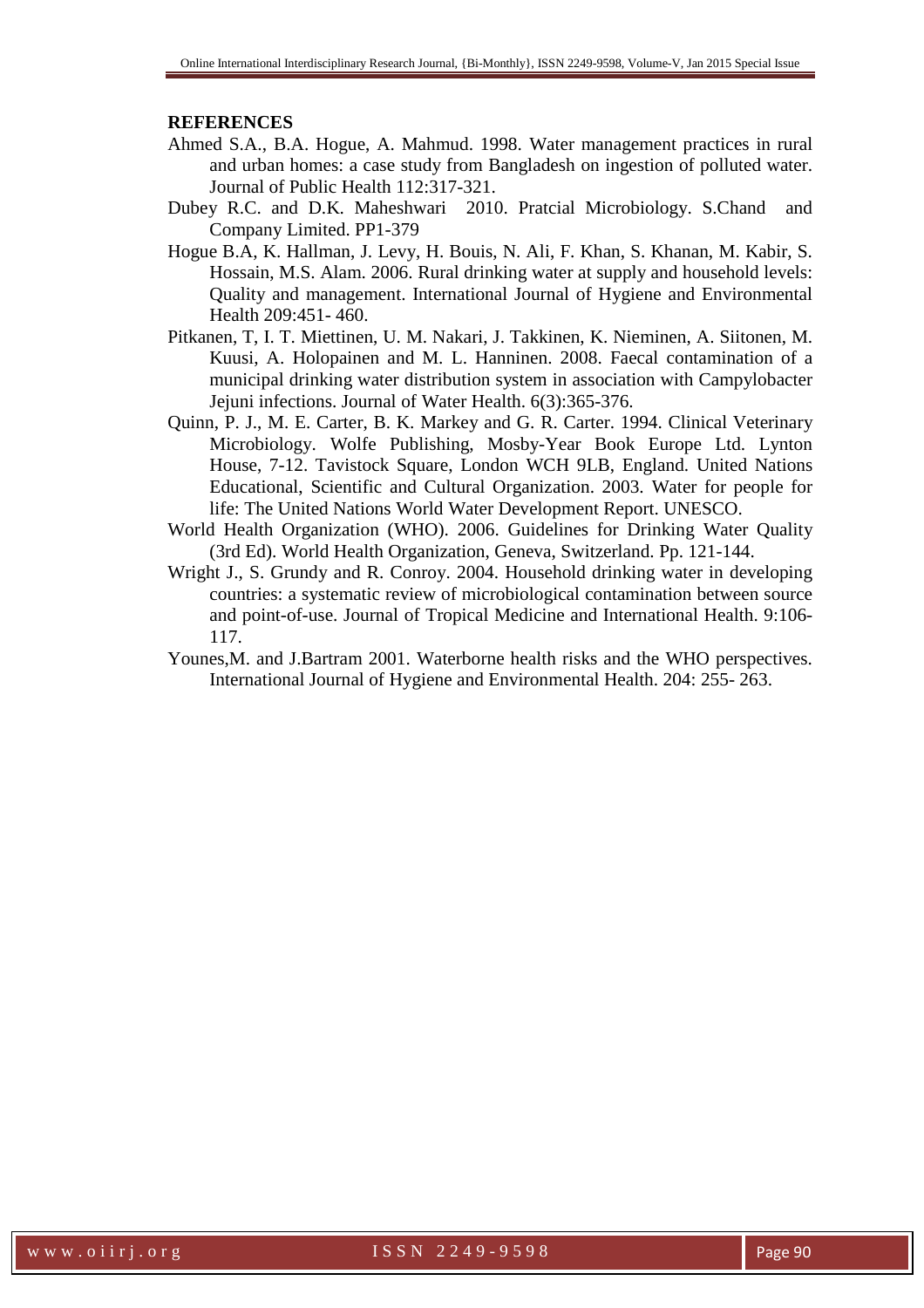## REFERENCES

Ahmed S.A., B.A. Hogue, A. Mahmud. 1998. Water management practices in rural and urban homes: a case study from Bangladesh on ingestion of polluted water. Journal of Public Health 112:317-321.

Dubey R.C. and D.K. Maheshwari 2010. Pratcial Microbiology. S.Chand and Company Limited. PP1-379

Hogue B.A, K. Hallman, J. Levy, H. Bouis, N. Ali, F. Khan, S. Khanan, M. Kabir, S. Hossain, M.S. Alam. 2006. Rural drinking water at supply and household levels: Quality and management. International Journal of Hygiene and Environmental Health 209:451- 460.

Pitkanen, T, I. T. Miettinen, U. M. Nakari, J. Takkinen, K. Nieminen, A. Siitonen, M. Kuusi, A. Holopainen and M. L. Hanninen. 2008. Faecal contamination of a municipal drinking water distribution system in association with Campylobacter Jejuni infections. Journal of Water Health. 6(3):365-376.

Quinn, P. J., M. E. Carter, B. K. Markey and G. R. Carter. 1994. Clinical Veterinary Microbiology. Wolfe Publishing, Mosby-Year Book Europe Ltd. Lynton House, 7-12. Tavistock Square, London WCH 9LB, England. United Nations Educational, Scientific and Cultural Organization. 2003. Water for people for life: The United Nations World Water Development Report. UNESCO.

World Health Organization (WHO). 2006. Guidelines for Drinking Water Quality (3rd Ed). World Health Organization, Geneva, Switzerland. Pp. 121-144.

Wright J., S. Grundy and R. Conroy. 2004. Household drinking water in developing countries: a systematic review of microbiological contamination between source and point-of-use. Journal of Tropical Medicine and International Health. 9:106-117.

Younes,M. and J.Bartram 2001. Waterborne health risks and the WHO perspectives. International Journal of Hygiene and Environmental Health. 204: 255- 263.